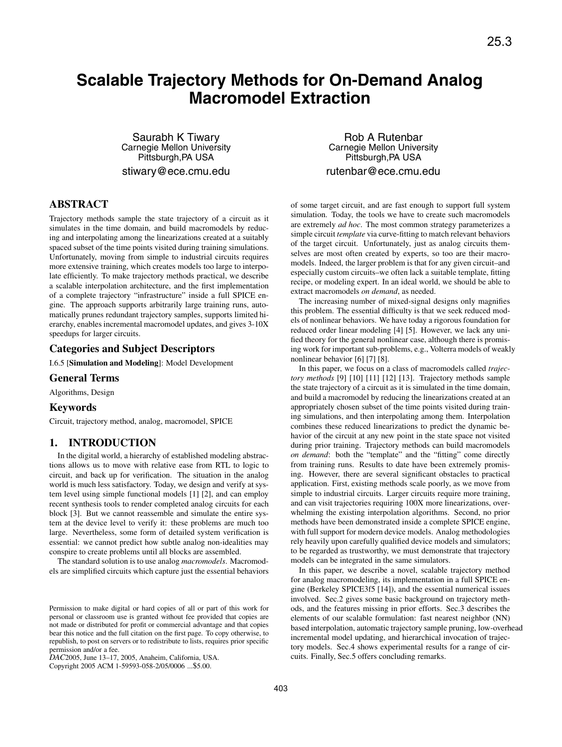# Scalable Trajectory Methods for On-Demand Analog Macromodel Extraction

Saurabh K Tiwary
Carnegie Mellon University
Pittsburgh,PA USA
stiwary@ece.cmu.edu

Rob A Rutenbar
Carnegie Mellon University
Pittsburgh,PA USA
rutenbar@ece.cmu.edu

## ABSTRACT

Trajectory methods sample the state trajectory of a circuit as it simulates in the time domain, and build macromodels by reducing and interpolating among the linearizations created at a suitably spaced subset of the time points visited during training simulations. Unfortunately, moving from simple to industrial circuits requires more extensive training, which creates models too large to interpolate efficiently. To make trajectory methods practical, we describe a scalable interpolation architecture, and the first implementation of a complete trajectory "infrastructure" inside a full SPICE engine. The approach supports arbitrarily large training runs, automatically prunes redundant trajectory samples, supports limited hierarchy, enables incremental macromodel updates, and gives 3-10X speedups for larger circuits.

## Categories and Subject Descriptors

I.6.5 [**Simulation and Modeling**]: Model Development

## General Terms

Algorithms, Design

## Keywords

Circuit, trajectory method, analog, macromodel, SPICE

## 1. INTRODUCTION

In the digital world, a hierarchy of established modeling abstractions allows us to move with relative ease from RTL to logic to circuit, and back up for verification. The situation in the analog world is much less satisfactory. Today, we design and verify at system level using simple functional models [1] [2], and can employ recent synthesis tools to render completed analog circuits for each block [3]. But we cannot reassemble and simulate the entire system at the device level to verify it: these problems are much too large. Nevertheless, some form of detailed system verification is essential: we cannot predict how subtle analog non-idealities may conspire to create problems until all blocks are assembled.

The standard solution is to use analog *macromodels*. Macromodels are simplified circuits which capture just the essential behaviors of some target circuit, and are fast enough to support full system simulation. Today, the tools we have to create such macromodels are extremely *ad hoc*. The most common strategy parameterizes a simple circuit *template* via curve-fitting to match relevant behaviors of the target circuit. Unfortunately, just as analog circuits themselves are most often created by experts, so too are their macromodels. Indeed, the larger problem is that for any given circuit–and especially custom circuits–we often lack a suitable template, fitting recipe, or modeling expert. In an ideal world, we should be able to extract macromodels *on demand*, as needed.

The increasing number of mixed-signal designs only magnifies this problem. The essential difficulty is that we seek reduced models of nonlinear behaviors. We have today a rigorous foundation for reduced order linear modeling [4] [5]. However, we lack any unified theory for the general nonlinear case, although there is promising work for important sub-problems, e.g., Volterra models of weakly nonlinear behavior [6] [7] [8].

In this paper, we focus on a class of macromodels called *trajectory methods* [9] [10] [11] [12] [13]. Trajectory methods sample the state trajectory of a circuit as it is simulated in the time domain, and build a macromodel by reducing the linearizations created at an appropriately chosen subset of the time points visited during training simulations, and then interpolating among them. Interpolation combines these reduced linearizations to predict the dynamic behavior of the circuit at any new point in the state space not visited during prior training. Trajectory methods can build macromodels *on demand*: both the "template" and the "fitting" come directly from training runs. Results to date have been extremely promising. However, there are several significant obstacles to practical application. First, existing methods scale poorly, as we move from simple to industrial circuits. Larger circuits require more training, and can visit trajectories requiring 100X more linearizations, overwhelming the existing interpolation algorithms. Second, no prior methods have been demonstrated inside a complete SPICE engine, with full support for modern device models. Analog methodologies rely heavily upon carefully qualified device models and simulators; to be regarded as trustworthy, we must demonstrate that trajectory models can be integrated in the same simulators.

In this paper, we describe a novel, scalable trajectory method for analog macromodeling, its implementation in a full SPICE engine (Berkeley SPICE3f5 [14]), and the essential numerical issues involved. Sec.2 gives some basic background on trajectory methods, and the features missing in prior efforts. Sec.3 describes the elements of our scalable formulation: fast nearest neighbor (NN) based interpolation, automatic trajectory sample pruning, low-overhead incremental model updating, and hierarchical invocation of trajectory models. Sec.4 shows experimental results for a range of circuits. Finally, Sec.5 offers concluding remarks.

Permission to make digital or hard copies of all or part of this work for personal or classroom use is granted without fee provided that copies are not made or distributed for profit or commercial advantage and that copies bear this notice and the full citation on the first page. To copy otherwise, to republish, to post on servers or to redistribute to lists, requires prior specific permission and/or a fee.
*DAC*2005, June 13–17, 2005, Anaheim, California, USA.
Copyright 2005 ACM 1-59593-058-2/05/0006 ...$5.00.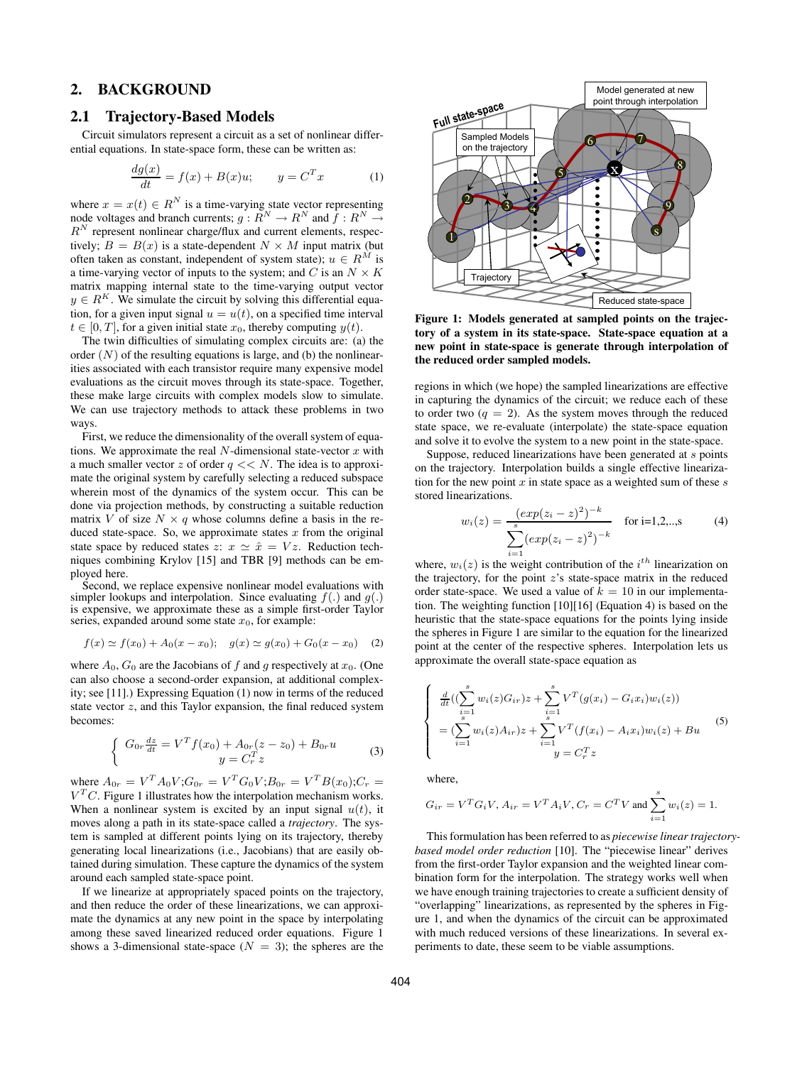## 2. BACKGROUND

### 2.1 Trajectory-Based Models

Circuit simulators represent a circuit as a set of nonlinear differential equations. In state-space form, these can be written as:

$$\frac{dg(x)}{dt} = f(x) + B(x)u; \qquad y = C^T x \tag{1}$$

where $x = x(t) \in R^N$ is a time-varying state vector representing node voltages and branch currents; $g : R^N \to R^N$ and $f : R^N \to R^N$ represent nonlinear charge/flux and current elements, respectively; $B = B(x)$ is a state-dependent $N \times M$ input matrix (but often taken as constant, independent of system state); $u \in R^M$ is a time-varying vector of inputs to the system; and $C$ is an $N \times K$ matrix mapping internal state to the time-varying output vector $y \in R^K$. We simulate the circuit by solving this differential equation, for a given input signal $u = u(t)$, on a specified time interval $t \in [0, T]$, for a given initial state $x_0$, thereby computing $y(t)$.

The twin difficulties of simulating complex circuits are: (a) the order ($N$) of the resulting equations is large, and (b) the nonlinearities associated with each transistor require many expensive model evaluations as the circuit moves through its state-space. Together, these make large circuits with complex models slow to simulate. We can use trajectory methods to attack these problems in two ways.

First, we reduce the dimensionality of the overall system of equations. We approximate the real $N$-dimensional state-vector $x$ with a much smaller vector $z$ of order $q << N$. The idea is to approximate the original system by carefully selecting a reduced subspace wherein most of the dynamics of the system occur. This can be done via projection methods, by constructing a suitable reduction matrix $V$ of size $N \times q$ whose columns define a basis in the reduced state-space. So, we approximate states $x$ from the original state space by reduced states $z$: $x \simeq \hat{x} = Vz$. Reduction techniques combining Krylov [15] and TBR [9] methods can be employed here.

Second, we replace expensive nonlinear model evaluations with simpler lookups and interpolation. Since evaluating $f(.)$ and $g(.)$ is expensive, we approximate these as a simple first-order Taylor series, expanded around some state $x_0$, for example:

$$f(x) \simeq f(x_0) + A_0(x - x_0); \quad g(x) \simeq g(x_0) + G_0(x - x_0) \tag{2}$$

where $A_0, G_0$ are the Jacobians of $f$ and $g$ respectively at $x_0$. (One can also choose a second-order expansion, at additional complexity; see [11].) Expressing Equation (1) now in terms of the reduced state vector $z$, and this Taylor expansion, the final reduced system becomes:

$$\begin{cases} G_{0r}\frac{dz}{dt} = V^T f(x_0) + A_{0r}(z - z_0) + B_{0r}u \\ y = C_r^T z \end{cases} \tag{3}$$

where $A_{0r} = V^T A_0 V$;$G_{0r} = V^T G_0 V$;$B_{0r} = V^T B(x_0)$;$C_r = V^T C$. Figure 1 illustrates how the interpolation mechanism works. When a nonlinear system is excited by an input signal $u(t)$, it moves along a path in its state-space called a *trajectory*. The system is sampled at different points lying on its trajectory, thereby generating local linearizations (i.e., Jacobians) that are easily obtained during simulation. These capture the dynamics of the system around each sampled state-space point.

If we linearize at appropriately spaced points on the trajectory, and then reduce the order of these linearizations, we can approximate the dynamics at any new point in the space by interpolating among these saved linearized reduced order equations. Figure 1 shows a 3-dimensional state-space ($N = 3$); the spheres are the regions in which (we hope) the sampled linearizations are effective in capturing the dynamics of the circuit; we reduce each of these to order two ($q = 2$). As the system moves through the reduced state space, we re-evaluate (interpolate) the state-space equation and solve it to evolve the system to a new point in the state-space.

**Figure 1: Models generated at sampled points on the trajectory of a system in its state-space. State-space equation at a new point in state-space is generate through interpolation of the reduced order sampled models.**

Suppose, reduced linearizations have been generated at $s$ points on the trajectory. Interpolation builds a single effective linearization for the new point $x$ in state space as a weighted sum of these $s$ stored linearizations.

$$w_i(z) = \frac{(exp(z_i - z)^2)^{-k}}{\sum_{i=1}^{s}(exp(z_i - z)^2)^{-k}} \quad \text{for i=1,2,..,s} \tag{4}$$

where, $w_i(z)$ is the weight contribution of the $i^{th}$ linearization on the trajectory, for the point $z$'s state-space matrix in the reduced order state-space. We used a value of $k = 10$ in our implementation. The weighting function [10][16] (Equation 4) is based on the heuristic that the state-space equations for the points lying inside the spheres in Figure 1 are similar to the equation for the linearized point at the center of the respective spheres. Interpolation lets us approximate the overall state-space equation as

$$\begin{cases} \frac{d}{dt}((\sum_{i=1}^{s} w_i(z)G_{ir})z + \sum_{i=1}^{s} V^T(g(x_i) - G_i x_i)w_i(z)) \\ = (\sum_{i=1}^{s} w_i(z)A_{ir})z + \sum_{i=1}^{s} V^T(f(x_i) - A_i x_i)w_i(z) + Bu \\ y = C_r^T z \end{cases} \tag{5}$$

where,

$$G_{ir} = V^T G_i V, \ A_{ir} = V^T A_i V, \ C_r = C^T V \text{ and } \sum_{i=1}^{s} w_i(z) = 1.$$

This formulation has been referred to as *piecewise linear trajectory-based model order reduction* [10]. The "piecewise linear" derives from the first-order Taylor expansion and the weighted linear combination form for the interpolation. The strategy works well when we have enough training trajectories to create a sufficient density of "overlapping" linearizations, as represented by the spheres in Figure 1, and when the dynamics of the circuit can be approximated with much reduced versions of these linearizations. In several experiments to date, these seem to be viable assumptions.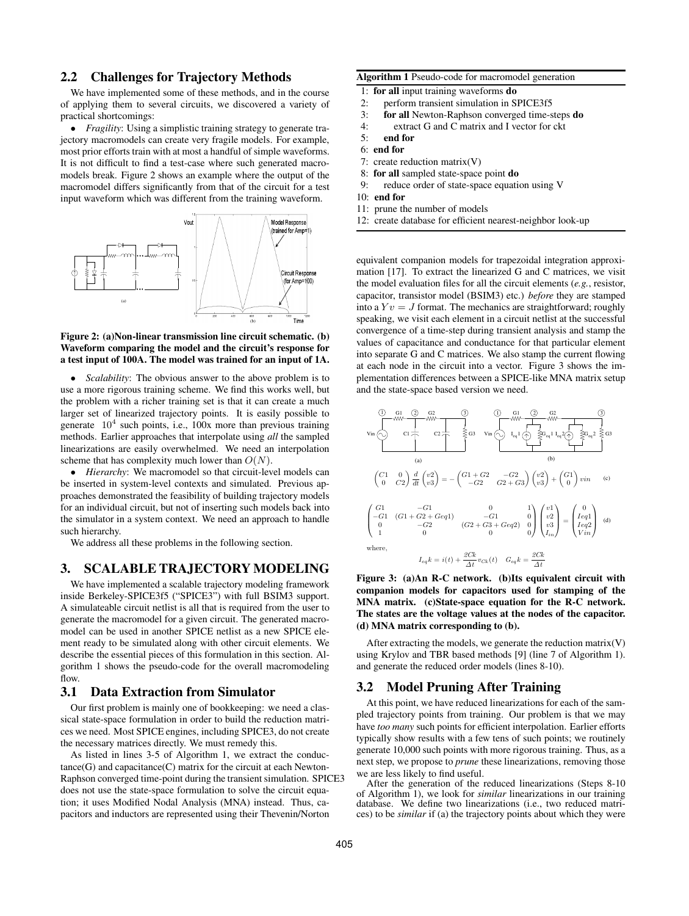## 2.2 Challenges for Trajectory Methods

We have implemented some of these methods, and in the course of applying them to several circuits, we discovered a variety of practical shortcomings:

- *Fragility*: Using a simplistic training strategy to generate trajectory macromodels can create very fragile models. For example, most prior efforts train with at most a handful of simple waveforms. It is not difficult to find a test-case where such generated macromodels break. Figure 2 shows an example where the output of the macromodel differs significantly from that of the circuit for a test input waveform which was different from the training waveform.

**Figure 2: (a)Non-linear transmission line circuit schematic. (b) Waveform comparing the model and the circuit's response for a test input of 100A. The model was trained for an input of 1A.**

- *Scalability*: The obvious answer to the above problem is to use a more rigorous training scheme. We find this works well, but the problem with a richer training set is that it can create a much larger set of linearized trajectory points. It is easily possible to generate $10^4$ such points, i.e., 100x more than previous training methods. Earlier approaches that interpolate using *all* the sampled linearizations are easily overwhelmed. We need an interpolation scheme that has complexity much lower than $O(N)$.
- *Hierarchy*: We macromodel so that circuit-level models can be inserted in system-level contexts and simulated. Previous approaches demonstrated the feasibility of building trajectory models for an individual circuit, but not of inserting such models back into the simulator in a system context. We need an approach to handle such hierarchy.

We address all these problems in the following section.

# 3. SCALABLE TRAJECTORY MODELING

We have implemented a scalable trajectory modeling framework inside Berkeley-SPICE3f5 ("SPICE3") with full BSIM3 support. A simulateable circuit netlist is all that is required from the user to generate the macromodel for a given circuit. The generated macromodel can be used in another SPICE netlist as a new SPICE element ready to be simulated along with other circuit elements. We describe the essential pieces of this formulation in this section. Algorithm 1 shows the pseudo-code for the overall macromodeling flow.

## 3.1 Data Extraction from Simulator

Our first problem is mainly one of bookkeeping: we need a classical state-space formulation in order to build the reduction matrices we need. Most SPICE engines, including SPICE3, do not create the necessary matrices directly. We must remedy this.

As listed in lines 3-5 of Algorithm 1, we extract the conductance(G) and capacitance(C) matrix for the circuit at each Newton-Raphson converged time-point during the transient simulation. SPICE3 does not use the state-space formulation to solve the circuit equation; it uses Modified Nodal Analysis (MNA) instead. Thus, capacitors and inductors are represented using their Thevenin/Norton equivalent companion models for trapezoidal integration approximation [17]. To extract the linearized G and C matrices, we visit the model evaluation files for all the circuit elements (*e.g.*, resistor, capacitor, transistor model (BSIM3) etc.) *before* they are stamped into a $Yv = J$ format. The mechanics are straightforward; roughly speaking, we visit each element in a circuit netlist at the successful convergence of a time-step during transient analysis and stamp the values of capacitance and conductance for that particular element into separate G and C matrices. We also stamp the current flowing at each node in the circuit into a vector. Figure 3 shows the implementation differences between a SPICE-like MNA matrix setup and the state-space based version we need.

**Algorithm 1** Pseudo-code for macromodel generation

```
1: for all input training waveforms do
2:    perform transient simulation in SPICE3f5
3:    for all Newton-Raphson converged time-steps do
4:       extract G and C matrix and I vector for ckt
5:    end for
6: end for
7: create reduction matrix(V)
8: for all sampled state-space point do
9:    reduce order of state-space equation using V
10: end for
11: prune the number of models
12: create database for efficient nearest-neighbor look-up
```

$$\begin{pmatrix} C1 & 0 \\ 0 & C2 \end{pmatrix} \frac{d}{dt} \begin{pmatrix} v2 \\ v3 \end{pmatrix} = - \begin{pmatrix} G1+G2 & -G2 \\ -G2 & G2+G3 \end{pmatrix} \begin{pmatrix} v2 \\ v3 \end{pmatrix} + \begin{pmatrix} G1 \\ 0 \end{pmatrix} vin \quad \text{(c)}$$

$$\begin{pmatrix} G1 & -G1 & 0 & 1 \\ -G1 & (G1+G2+Geq1) & -G1 & 0 \\ 0 & -G2 & (G2+G3+Geq2) & 0 \\ 1 & 0 & 0 & 0 \end{pmatrix} \begin{pmatrix} v1 \\ v2 \\ v3 \\ I_{in} \end{pmatrix} = \begin{pmatrix} 0 \\ Ieq1 \\ Ieq2 \\ Vin \end{pmatrix} \quad \text{(d)}$$

where,

$$I_{eq}k = i(t) + \frac{2Ck}{\Delta t} v_{Ck}(t) \quad G_{eq}k = \frac{2Ck}{\Delta t}$$

**Figure 3: (a)An R-C network. (b)Its equivalent circuit with companion models for capacitors used for stamping of the MNA matrix. (c)State-space equation for the R-C network. The states are the voltage values at the nodes of the capacitor. (d) MNA matrix corresponding to (b).**

After extracting the models, we generate the reduction matrix(V) using Krylov and TBR based methods [9] (line 7 of Algorithm 1). and generate the reduced order models (lines 8-10).

## 3.2 Model Pruning After Training

At this point, we have reduced linearizations for each of the sampled trajectory points from training. Our problem is that we may have *too many* such points for efficient interpolation. Earlier efforts typically show results with a few tens of such points; we routinely generate 10,000 such points with more rigorous training. Thus, as a next step, we propose to *prune* these linearizations, removing those we are less likely to find useful.

After the generation of the reduced linearizations (Steps 8-10 of Algorithm 1), we look for *similar* linearizations in our training database. We define two linearizations (i.e., two reduced matrices) to be *similar* if (a) the trajectory points about which they were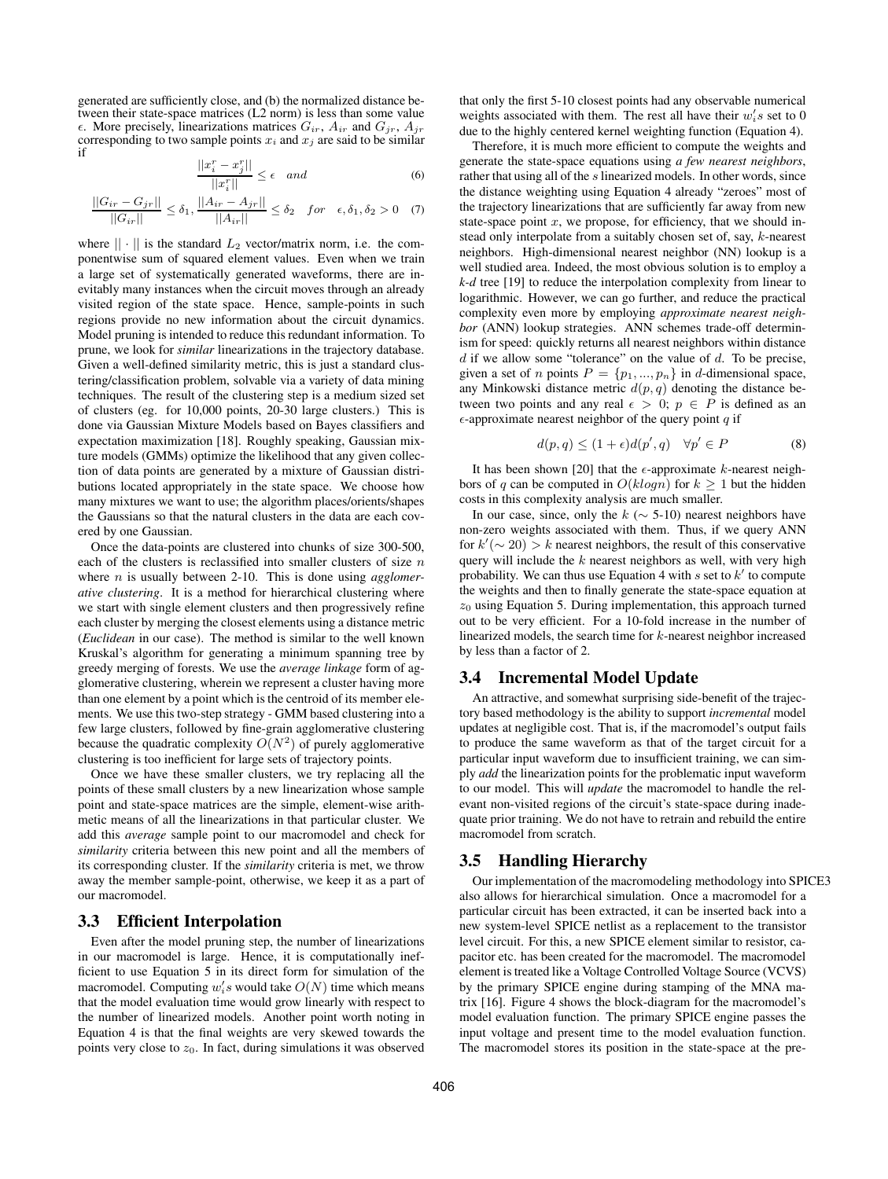generated are sufficiently close, and (b) the normalized distance between their state-space matrices (L2 norm) is less than some value $\epsilon$. More precisely, linearizations matrices $G_{ir}$, $A_{ir}$ and $G_{jr}$, $A_{jr}$ corresponding to two sample points $x_i$ and $x_j$ are said to be similar if

$$\frac{||x_i^r - x_j^r||}{||x_i^r||} \leq \epsilon \quad and \tag{6}$$

$$\frac{||G_{ir} - G_{jr}||}{||G_{ir}||} \leq \delta_1, \frac{||A_{ir} - A_{jr}||}{||A_{ir}||} \leq \delta_2 \quad for \quad \epsilon, \delta_1, \delta_2 > 0 \tag{7}$$

where $||\cdot||$ is the standard $L_2$ vector/matrix norm, i.e. the componentwise sum of squared element values. Even when we train a large set of systematically generated waveforms, there are inevitably many instances when the circuit moves through an already visited region of the state space. Hence, sample-points in such regions provide no new information about the circuit dynamics. Model pruning is intended to reduce this redundant information. To prune, we look for *similar* linearizations in the trajectory database. Given a well-defined similarity metric, this is just a standard clustering/classification problem, solvable via a variety of data mining techniques. The result of the clustering step is a medium sized set of clusters (eg. for 10,000 points, 20-30 large clusters.) This is done via Gaussian Mixture Models based on Bayes classifiers and expectation maximization [18]. Roughly speaking, Gaussian mixture models (GMMs) optimize the likelihood that any given collection of data points are generated by a mixture of Gaussian distributions located appropriately in the state space. We choose how many mixtures we want to use; the algorithm places/orients/shapes the Gaussians so that the natural clusters in the data are each covered by one Gaussian.

Once the data-points are clustered into chunks of size 300-500, each of the clusters is reclassified into smaller clusters of size $n$ where $n$ is usually between 2-10. This is done using *agglomerative clustering*. It is a method for hierarchical clustering where we start with single element clusters and then progressively refine each cluster by merging the closest elements using a distance metric (*Euclidean* in our case). The method is similar to the well known Kruskal's algorithm for generating a minimum spanning tree by greedy merging of forests. We use the *average linkage* form of agglomerative clustering, wherein we represent a cluster having more than one element by a point which is the centroid of its member elements. We use this two-step strategy - GMM based clustering into a few large clusters, followed by fine-grain agglomerative clustering because the quadratic complexity $O(N^2)$ of purely agglomerative clustering is too inefficient for large sets of trajectory points.

Once we have these smaller clusters, we try replacing all the points of these small clusters by a new linearization whose sample point and state-space matrices are the simple, element-wise arithmetic means of all the linearizations in that particular cluster. We add this *average* sample point to our macromodel and check for *similarity* criteria between this new point and all the members of its corresponding cluster. If the *similarity* criteria is met, we throw away the member sample-point, otherwise, we keep it as a part of our macromodel.

### 3.3 Efficient Interpolation

Even after the model pruning step, the number of linearizations in our macromodel is large. Hence, it is computationally inefficient to use Equation 5 in its direct form for simulation of the macromodel. Computing $w_i's$ would take $O(N)$ time which means that the model evaluation time would grow linearly with respect to the number of linearized models. Another point worth noting in Equation 4 is that the final weights are very skewed towards the points very close to $z_0$. In fact, during simulations it was observed that only the first 5-10 closest points had any observable numerical weights associated with them. The rest all have their $w_i's$ set to 0 due to the highly centered kernel weighting function (Equation 4).

Therefore, it is much more efficient to compute the weights and generate the state-space equations using *a few nearest neighbors*, rather that using all of the $s$ linearized models. In other words, since the distance weighting using Equation 4 already "zeroes" most of the trajectory linearizations that are sufficiently far away from new state-space point $x$, we propose, for efficiency, that we should instead only interpolate from a suitably chosen set of, say, $k$-nearest neighbors. High-dimensional nearest neighbor (NN) lookup is a well studied area. Indeed, the most obvious solution is to employ a *k-d* tree [19] to reduce the interpolation complexity from linear to logarithmic. However, we can go further, and reduce the practical complexity even more by employing *approximate nearest neighbor* (ANN) lookup strategies. ANN schemes trade-off determinism for speed: quickly returns all nearest neighbors within distance $d$ if we allow some "tolerance" on the value of $d$. To be precise, given a set of $n$ points $P = \{p_1, ..., p_n\}$ in $d$-dimensional space, any Minkowski distance metric $d(p, q)$ denoting the distance between two points and any real $\epsilon > 0$; $p \in P$ is defined as an $\epsilon$-approximate nearest neighbor of the query point $q$ if

$$d(p, q) \leq (1 + \epsilon)d(p', q) \quad \forall p' \in P \tag{8}$$

It has been shown [20] that the $\epsilon$-approximate $k$-nearest neighbors of $q$ can be computed in $O(klogn)$ for $k \geq 1$ but the hidden costs in this complexity analysis are much smaller.

In our case, since, only the $k$ ($\sim$ 5-10) nearest neighbors have non-zero weights associated with them. Thus, if we query ANN for $k'(\sim 20) > k$ nearest neighbors, the result of this conservative query will include the $k$ nearest neighbors as well, with very high probability. We can thus use Equation 4 with $s$ set to $k'$ to compute the weights and then to finally generate the state-space equation at $z_0$ using Equation 5. During implementation, this approach turned out to be very efficient. For a 10-fold increase in the number of linearized models, the search time for $k$-nearest neighbor increased by less than a factor of 2.

### 3.4 Incremental Model Update

An attractive, and somewhat surprising side-benefit of the trajectory based methodology is the ability to support *incremental* model updates at negligible cost. That is, if the macromodel's output fails to produce the same waveform as that of the target circuit for a particular input waveform due to insufficient training, we can simply *add* the linearization points for the problematic input waveform to our model. This will *update* the macromodel to handle the relevant non-visited regions of the circuit's state-space during inadequate prior training. We do not have to retrain and rebuild the entire macromodel from scratch.

### 3.5 Handling Hierarchy

Our implementation of the macromodeling methodology into SPICE3 also allows for hierarchical simulation. Once a macromodel for a particular circuit has been extracted, it can be inserted back into a new system-level SPICE netlist as a replacement to the transistor level circuit. For this, a new SPICE element similar to resistor, capacitor etc. has been created for the macromodel. The macromodel element is treated like a Voltage Controlled Voltage Source (VCVS) by the primary SPICE engine during stamping of the MNA matrix [16]. Figure 4 shows the block-diagram for the macromodel's model evaluation function. The primary SPICE engine passes the input voltage and present time to the model evaluation function. The macromodel stores its position in the state-space at the pre-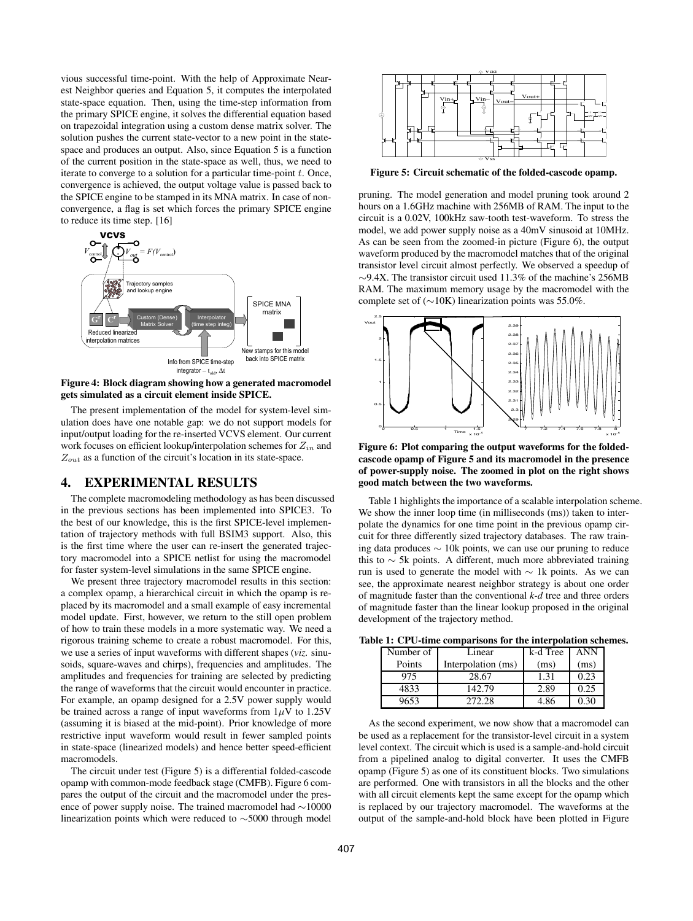vious successful time-point. With the help of Approximate Nearest Neighbor queries and Equation 5, it computes the interpolated state-space equation. Then, using the time-step information from the primary SPICE engine, it solves the differential equation based on trapezoidal integration using a custom dense matrix solver. The solution pushes the current state-vector to a new point in the state-space and produces an output. Also, since Equation 5 is a function of the current position in the state-space as well, thus, we need to iterate to converge to a solution for a particular time-point $t$. Once, convergence is achieved, the output voltage value is passed back to the SPICE engine to be stamped in its MNA matrix. In case of non-convergence, a flag is set which forces the primary SPICE engine to reduce its time step. [16]

**Figure 4: Block diagram showing how a generated macromodel gets simulated as a circuit element inside SPICE.**

The present implementation of the model for system-level simulation does have one notable gap: we do not support models for input/output loading for the re-inserted VCVS element. Our current work focuses on efficient lookup/interpolation schemes for $Z_{in}$ and $Z_{out}$ as a function of the circuit's location in its state-space.

## 4. EXPERIMENTAL RESULTS

The complete macromodeling methodology as has been discussed in the previous sections has been implemented into SPICE3. To the best of our knowledge, this is the first SPICE-level implementation of trajectory methods with full BSIM3 support. Also, this is the first time where the user can re-insert the generated trajectory macromodel into a SPICE netlist for using the macromodel for faster system-level simulations in the same SPICE engine.

We present three trajectory macromodel results in this section: a complex opamp, a hierarchical circuit in which the opamp is replaced by its macromodel and a small example of easy incremental model update. First, however, we return to the still open problem of how to train these models in a more systematic way. We need a rigorous training scheme to create a robust macromodel. For this, we use a series of input waveforms with different shapes (*viz.* sinusoids, square-waves and chirps), frequencies and amplitudes. The amplitudes and frequencies for training are selected by predicting the range of waveforms that the circuit would encounter in practice. For example, an opamp designed for a 2.5V power supply would be trained across a range of input waveforms from 1$\mu$V to 1.25V (assuming it is biased at the mid-point). Prior knowledge of more restrictive input waveform would result in fewer sampled points in state-space (linearized models) and hence better speed-efficient macromodels.

The circuit under test (Figure 5) is a differential folded-cascode opamp with common-mode feedback stage (CMFB). Figure 6 compares the output of the circuit and the macromodel under the presence of power supply noise. The trained macromodel had $\sim$10000 linearization points which were reduced to $\sim$5000 through model pruning. The model generation and model pruning took around 2 hours on a 1.6GHz machine with 256MB of RAM. The input to the circuit is a 0.02V, 100kHz saw-tooth test-waveform. To stress the model, we add power supply noise as a 40mV sinusoid at 10MHz. As can be seen from the zoomed-in picture (Figure 6), the output waveform produced by the macromodel matches that of the original transistor level circuit almost perfectly. We observed a speedup of $\sim$9.4X. The transistor circuit used 11.3% of the machine's 256MB RAM. The maximum memory usage by the macromodel with the complete set of ($\sim$10K) linearization points was 55.0%.

**Figure 5: Circuit schematic of the folded-cascode opamp.**

**Figure 6: Plot comparing the output waveforms for the folded-cascode opamp of Figure 5 and its macromodel in the presence of power-supply noise. The zoomed in plot on the right shows good match between the two waveforms.**

Table 1 highlights the importance of a scalable interpolation scheme. We show the inner loop time (in milliseconds (ms)) taken to interpolate the dynamics for one time point in the previous opamp circuit for three differently sized trajectory databases. The raw training data produces $\sim$ 10k points, we can use our pruning to reduce this to $\sim$ 5k points. A different, much more abbreviated training run is used to generate the model with $\sim$ 1k points. As we can see, the approximate nearest neighbor strategy is about one order of magnitude faster than the conventional *k-d* tree and three orders of magnitude faster than the linear lookup proposed in the original development of the trajectory method.

**Table 1: CPU-time comparisons for the interpolation schemes.**

| Number of Points | Linear Interpolation (ms) | k-d Tree (ms) | ANN (ms) |
|---|---|---|---|
| 975 | 28.67 | 1.31 | 0.23 |
| 4833 | 142.79 | 2.89 | 0.25 |
| 9653 | 272.28 | 4.86 | 0.30 |

As the second experiment, we now show that a macromodel can be used as a replacement for the transistor-level circuit in a system level context. The circuit which is used is a sample-and-hold circuit from a pipelined analog to digital converter. It uses the CMFB opamp (Figure 5) as one of its constituent blocks. Two simulations are performed. One with transistors in all the blocks and the other with all circuit elements kept the same except for the opamp which is replaced by our trajectory macromodel. The waveforms at the output of the sample-and-hold block have been plotted in Figure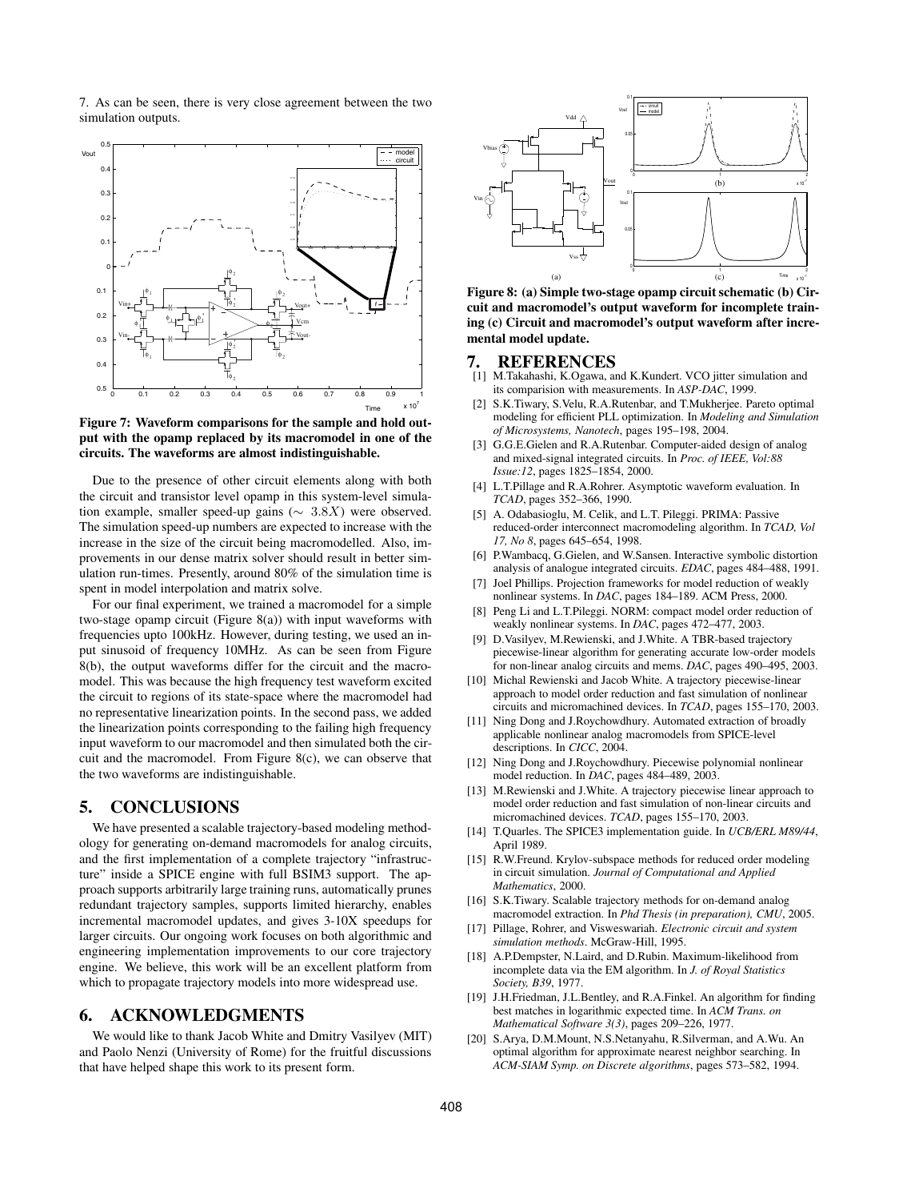7. As can be seen, there is very close agreement between the two simulation outputs.

Vout
0.5
0.4
0.3
0.2
0.1
0
0.1
0.2
0.3
0.4
0.5
model
circuit
Vin+
Vin-
Vout+
Vcm
Vout-
0 0.1 0.2 0.3 0.4 0.5 0.6 0.7 0.8 0.9 1
Time x 10^7

**Figure 7: Waveform comparisons for the sample and hold output with the opamp replaced by its macromodel in one of the circuits. The waveforms are almost indistinguishable.**

Due to the presence of other circuit elements along with both the circuit and transistor level opamp in this system-level simulation example, smaller speed-up gains ($\sim 3.8X$) were observed. The simulation speed-up numbers are expected to increase with the increase in the size of the circuit being macromodelled. Also, improvements in our dense matrix solver should result in better simulation run-times. Presently, around 80% of the simulation time is spent in model interpolation and matrix solve.

For our final experiment, we trained a macromodel for a simple two-stage opamp circuit (Figure 8(a)) with input waveforms with frequencies upto 100kHz. However, during testing, we used an input sinusoid of frequency 10MHz. As can be seen from Figure 8(b), the output waveforms differ for the circuit and the macromodel. This was because the high frequency test waveform excited the circuit to regions of its state-space where the macromodel had no representative linearization points. In the second pass, we added the linearization points corresponding to the failing high frequency input waveform to our macromodel and then simulated both the circuit and the macromodel. From Figure 8(c), we can observe that the two waveforms are indistinguishable.

## 5. CONCLUSIONS

We have presented a scalable trajectory-based modeling methodology for generating on-demand macromodels for analog circuits, and the first implementation of a complete trajectory "infrastructure" inside a SPICE engine with full BSIM3 support. The approach supports arbitrarily large training runs, automatically prunes redundant trajectory samples, supports limited hierarchy, enables incremental macromodel updates, and gives 3-10X speedups for larger circuits. Our ongoing work focuses on both algorithmic and engineering implementation improvements to our core trajectory engine. We believe, this work will be an excellent platform from which to propagate trajectory models into more widespread use.

## 6. ACKNOWLEDGMENTS

We would like to thank Jacob White and Dmitry Vasilyev (MIT) and Paolo Nenzi (University of Rome) for the fruitful discussions that have helped shape this work to its present form.

Vdd
Vbias
Vin
Vout
Vss
(a)
Vout
circuit
model
(b)
Vout
(c)
Time x 10^-7

**Figure 8: (a) Simple two-stage opamp circuit schematic (b) Circuit and macromodel's output waveform for incomplete training (c) Circuit and macromodel's output waveform after incremental model update.**

## 7. REFERENCES

[1] M.Takahashi, K.Ogawa, and K.Kundert. VCO jitter simulation and its comparision with measurements. In *ASP-DAC*, 1999.

[2] S.K.Tiwary, S.Velu, R.A.Rutenbar, and T.Mukherjee. Pareto optimal modeling for efficient PLL optimization. In *Modeling and Simulation of Microsystems, Nanotech*, pages 195–198, 2004.

[3] G.G.E.Gielen and R.A.Rutenbar. Computer-aided design of analog and mixed-signal integrated circuits. In *Proc. of IEEE, Vol:88 Issue:12*, pages 1825–1854, 2000.

[4] L.T.Pillage and R.A.Rohrer. Asymptotic waveform evaluation. In *TCAD*, pages 352–366, 1990.

[5] A. Odabasioglu, M. Celik, and L.T. Pileggi. PRIMA: Passive reduced-order interconnect macromodeling algorithm. In *TCAD, Vol 17, No 8*, pages 645–654, 1998.

[6] P.Wambacq, G.Gielen, and W.Sansen. Interactive symbolic distortion analysis of analogue integrated circuits. *EDAC*, pages 484–488, 1991.

[7] Joel Phillips. Projection frameworks for model reduction of weakly nonlinear systems. In *DAC*, pages 184–189. ACM Press, 2000.

[8] Peng Li and L.T.Pileggi. NORM: compact model order reduction of weakly nonlinear systems. In *DAC*, pages 472–477, 2003.

[9] D.Vasilyev, M.Rewienski, and J.White. A TBR-based trajectory piecewise-linear algorithm for generating accurate low-order models for non-linear analog circuits and mems. *DAC*, pages 490–495, 2003.

[10] Michal Rewienski and Jacob White. A trajectory piecewise-linear approach to model order reduction and fast simulation of nonlinear circuits and micromachined devices. In *TCAD*, pages 155–170, 2003.

[11] Ning Dong and J.Roychowdhury. Automated extraction of broadly applicable nonlinear analog macromodels from SPICE-level descriptions. In *CICC*, 2004.

[12] Ning Dong and J.Roychowdhury. Piecewise polynomial nonlinear model reduction. In *DAC*, pages 484–489, 2003.

[13] M.Rewienski and J.White. A trajectory piecewise linear approach to model order reduction and fast simulation of non-linear circuits and micromachined devices. *TCAD*, pages 155–170, 2003.

[14] T.Quarles. The SPICE3 implementation guide. In *UCB/ERL M89/44*, April 1989.

[15] R.W.Freund. Krylov-subspace methods for reduced order modeling in circuit simulation. *Journal of Computational and Applied Mathematics*, 2000.

[16] S.K.Tiwary. Scalable trajectory methods for on-demand analog macromodel extraction. In *Phd Thesis (in preparation), CMU*, 2005.

[17] Pillage, Rohrer, and Visweswariah. *Electronic circuit and system simulation methods*. McGraw-Hill, 1995.

[18] A.P.Dempster, N.Laird, and D.Rubin. Maximum-likelihood from incomplete data via the EM algorithm. In *J. of Royal Statistics Society, B39*, 1977.

[19] J.H.Friedman, J.L.Bentley, and R.A.Finkel. An algorithm for finding best matches in logarithmic expected time. In *ACM Trans. on Mathematical Software 3(3)*, pages 209–226, 1977.

[20] S.Arya, D.M.Mount, N.S.Netanyahu, R.Silverman, and A.Wu. An optimal algorithm for approximate nearest neighbor searching. In *ACM-SIAM Symp. on Discrete algorithms*, pages 573–582, 1994.